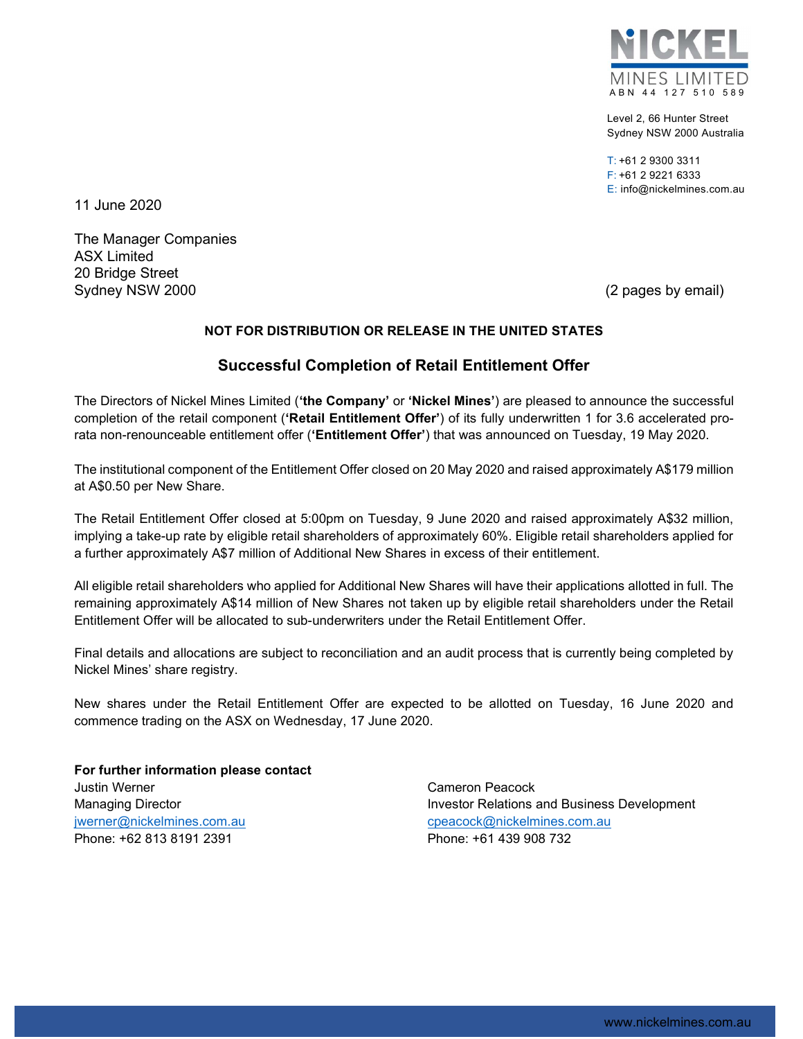NICKEL MINES LIMITED
ABN 44 127 510 589

Level 2, 66 Hunter Street
Sydney NSW 2000 Australia

T: +61 2 9300 3311
F: +61 2 9221 6333
E: info@nickelmines.com.au

11 June 2020

The Manager Companies
ASX Limited
20 Bridge Street
Sydney NSW 2000

(2 pages by email)

**NOT FOR DISTRIBUTION OR RELEASE IN THE UNITED STATES**

## Successful Completion of Retail Entitlement Offer

The Directors of Nickel Mines Limited (**'the Company'** or **'Nickel Mines'**) are pleased to announce the successful completion of the retail component (**'Retail Entitlement Offer'**) of its fully underwritten 1 for 3.6 accelerated pro-rata non-renounceable entitlement offer (**'Entitlement Offer'**) that was announced on Tuesday, 19 May 2020.

The institutional component of the Entitlement Offer closed on 20 May 2020 and raised approximately A$179 million at A$0.50 per New Share.

The Retail Entitlement Offer closed at 5:00pm on Tuesday, 9 June 2020 and raised approximately A$32 million, implying a take-up rate by eligible retail shareholders of approximately 60%. Eligible retail shareholders applied for a further approximately A$7 million of Additional New Shares in excess of their entitlement.

All eligible retail shareholders who applied for Additional New Shares will have their applications allotted in full. The remaining approximately A$14 million of New Shares not taken up by eligible retail shareholders under the Retail Entitlement Offer will be allocated to sub-underwriters under the Retail Entitlement Offer.

Final details and allocations are subject to reconciliation and an audit process that is currently being completed by Nickel Mines' share registry.

New shares under the Retail Entitlement Offer are expected to be allotted on Tuesday, 16 June 2020 and commence trading on the ASX on Wednesday, 17 June 2020.

**For further information please contact**

Justin Werner
Managing Director
jwerner@nickelmines.com.au
Phone: +62 813 8191 2391

Cameron Peacock
Investor Relations and Business Development
cpeacock@nickelmines.com.au
Phone: +61 439 908 732

www.nickelmines.com.au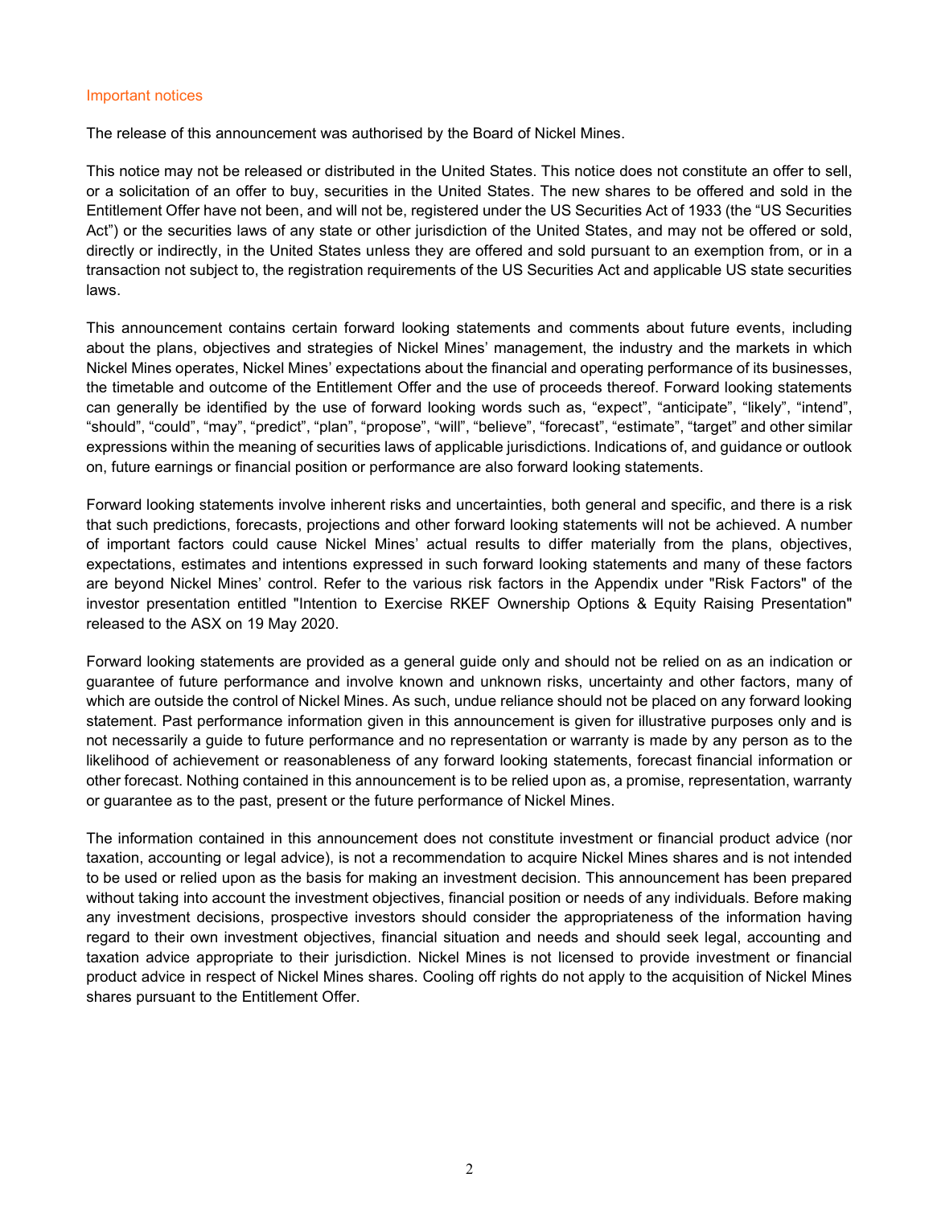## Important notices

The release of this announcement was authorised by the Board of Nickel Mines.

This notice may not be released or distributed in the United States. This notice does not constitute an offer to sell, or a solicitation of an offer to buy, securities in the United States. The new shares to be offered and sold in the Entitlement Offer have not been, and will not be, registered under the US Securities Act of 1933 (the "US Securities Act") or the securities laws of any state or other jurisdiction of the United States, and may not be offered or sold, directly or indirectly, in the United States unless they are offered and sold pursuant to an exemption from, or in a transaction not subject to, the registration requirements of the US Securities Act and applicable US state securities laws.

This announcement contains certain forward looking statements and comments about future events, including about the plans, objectives and strategies of Nickel Mines' management, the industry and the markets in which Nickel Mines operates, Nickel Mines' expectations about the financial and operating performance of its businesses, the timetable and outcome of the Entitlement Offer and the use of proceeds thereof. Forward looking statements can generally be identified by the use of forward looking words such as, "expect", "anticipate", "likely", "intend", "should", "could", "may", "predict", "plan", "propose", "will", "believe", "forecast", "estimate", "target" and other similar expressions within the meaning of securities laws of applicable jurisdictions. Indications of, and guidance or outlook on, future earnings or financial position or performance are also forward looking statements.

Forward looking statements involve inherent risks and uncertainties, both general and specific, and there is a risk that such predictions, forecasts, projections and other forward looking statements will not be achieved. A number of important factors could cause Nickel Mines' actual results to differ materially from the plans, objectives, expectations, estimates and intentions expressed in such forward looking statements and many of these factors are beyond Nickel Mines' control. Refer to the various risk factors in the Appendix under "Risk Factors" of the investor presentation entitled "Intention to Exercise RKEF Ownership Options & Equity Raising Presentation" released to the ASX on 19 May 2020.

Forward looking statements are provided as a general guide only and should not be relied on as an indication or guarantee of future performance and involve known and unknown risks, uncertainty and other factors, many of which are outside the control of Nickel Mines. As such, undue reliance should not be placed on any forward looking statement. Past performance information given in this announcement is given for illustrative purposes only and is not necessarily a guide to future performance and no representation or warranty is made by any person as to the likelihood of achievement or reasonableness of any forward looking statements, forecast financial information or other forecast. Nothing contained in this announcement is to be relied upon as, a promise, representation, warranty or guarantee as to the past, present or the future performance of Nickel Mines.

The information contained in this announcement does not constitute investment or financial product advice (nor taxation, accounting or legal advice), is not a recommendation to acquire Nickel Mines shares and is not intended to be used or relied upon as the basis for making an investment decision. This announcement has been prepared without taking into account the investment objectives, financial position or needs of any individuals. Before making any investment decisions, prospective investors should consider the appropriateness of the information having regard to their own investment objectives, financial situation and needs and should seek legal, accounting and taxation advice appropriate to their jurisdiction. Nickel Mines is not licensed to provide investment or financial product advice in respect of Nickel Mines shares. Cooling off rights do not apply to the acquisition of Nickel Mines shares pursuant to the Entitlement Offer.